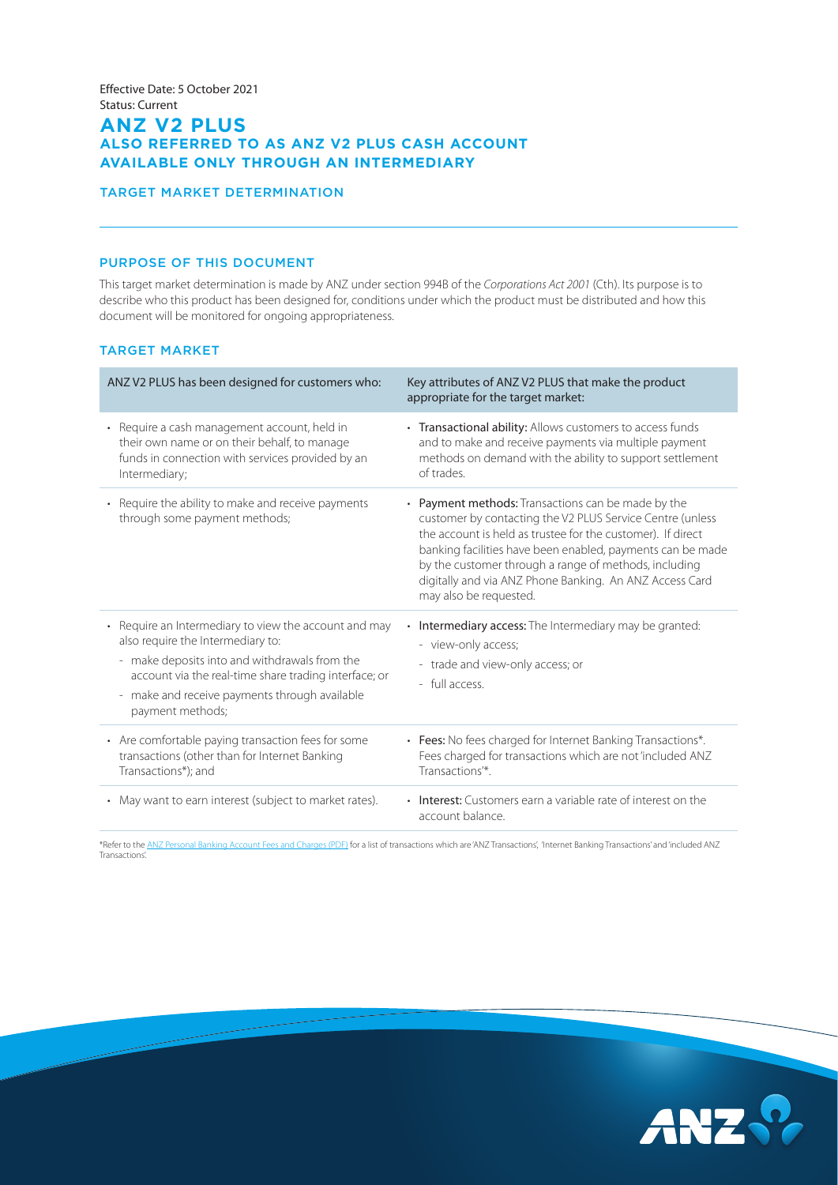Effective Date: 5 October 2021
Status: Current

# ANZ V2 PLUS
## ALSO REFERRED TO AS ANZ V2 PLUS CASH ACCOUNT
## AVAILABLE ONLY THROUGH AN INTERMEDIARY

TARGET MARKET DETERMINATION

### PURPOSE OF THIS DOCUMENT

This target market determination is made by ANZ under section 994B of the *Corporations Act 2001* (Cth). Its purpose is to describe who this product has been designed for, conditions under which the product must be distributed and how this document will be monitored for ongoing appropriateness.

### TARGET MARKET

| ANZ V2 PLUS has been designed for customers who: | Key attributes of ANZ V2 PLUS that make the product appropriate for the target market: |
|---|---|
| • Require a cash management account, held in their own name or on their behalf, to manage funds in connection with services provided by an Intermediary; | • **Transactional ability:** Allows customers to access funds and to make and receive payments via multiple payment methods on demand with the ability to support settlement of trades. |
| • Require the ability to make and receive payments through some payment methods; | • **Payment methods:** Transactions can be made by the customer by contacting the V2 PLUS Service Centre (unless the account is held as trustee for the customer). If direct banking facilities have been enabled, payments can be made by the customer through a range of methods, including digitally and via ANZ Phone Banking. An ANZ Access Card may also be requested. |
| • Require an Intermediary to view the account and may also require the Intermediary to:<br>- make deposits into and withdrawals from the account via the real-time share trading interface; or<br>- make and receive payments through available payment methods; | • **Intermediary access:** The Intermediary may be granted:<br>- view-only access;<br>- trade and view-only access; or<br>- full access. |
| • Are comfortable paying transaction fees for some transactions (other than for Internet Banking Transactions*); and | • **Fees:** No fees charged for Internet Banking Transactions*. Fees charged for transactions which are not 'included ANZ Transactions'*. |
| • May want to earn interest (subject to market rates). | • **Interest:** Customers earn a variable rate of interest on the account balance. |

*Refer to the ANZ Personal Banking Account Fees and Charges (PDF) for a list of transactions which are 'ANZ Transactions', 'Internet Banking Transactions' and 'included ANZ Transactions'.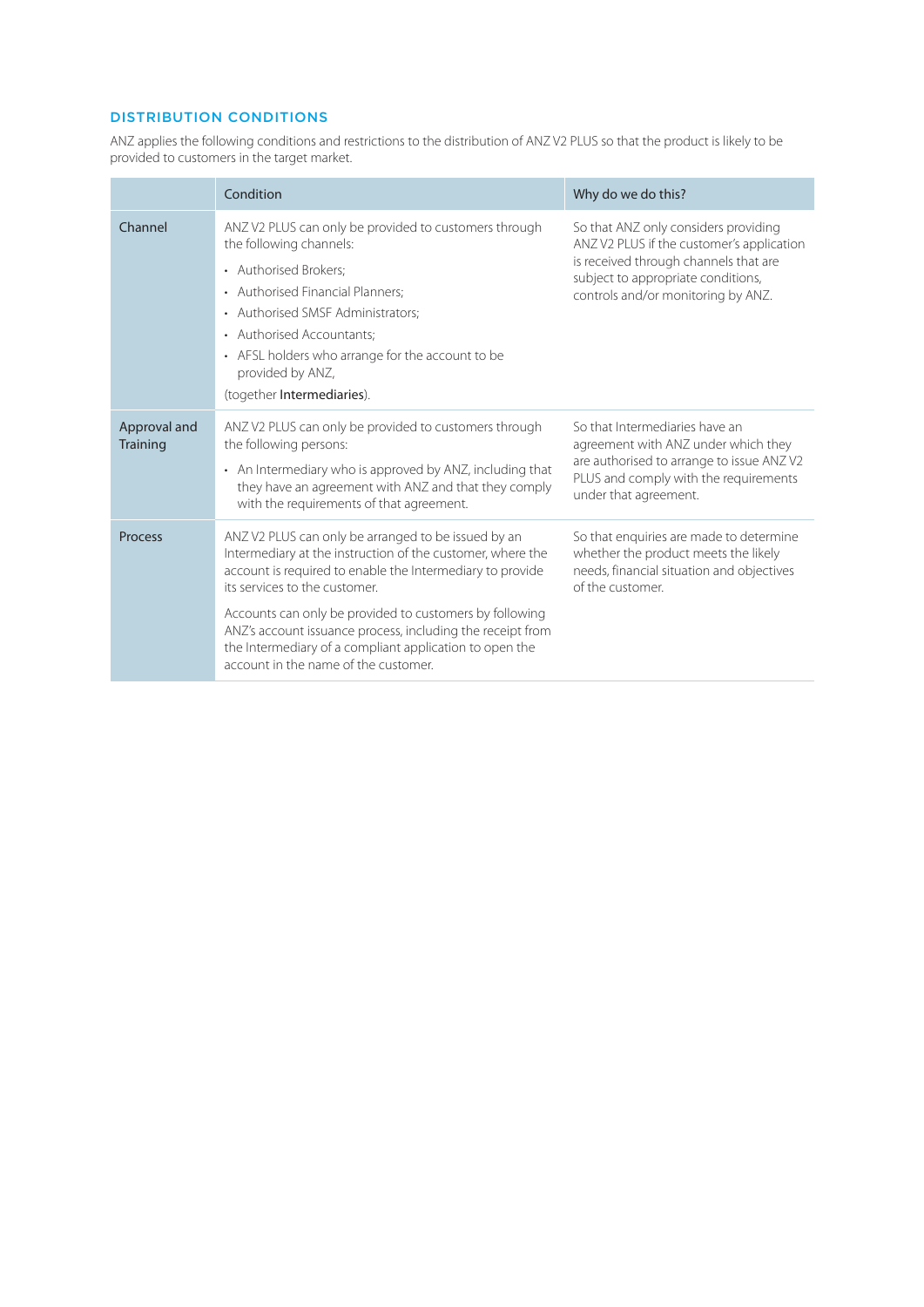## DISTRIBUTION CONDITIONS

ANZ applies the following conditions and restrictions to the distribution of ANZ V2 PLUS so that the product is likely to be provided to customers in the target market.

| | Condition | Why do we do this? |
|---|---|---|
| Channel | ANZ V2 PLUS can only be provided to customers through the following channels:<br>• Authorised Brokers;<br>• Authorised Financial Planners;<br>• Authorised SMSF Administrators;<br>• Authorised Accountants;<br>• AFSL holders who arrange for the account to be provided by ANZ,<br>(together **Intermediaries**). | So that ANZ only considers providing ANZ V2 PLUS if the customer's application is received through channels that are subject to appropriate conditions, controls and/or monitoring by ANZ. |
| Approval and Training | ANZ V2 PLUS can only be provided to customers through the following persons:<br>• An Intermediary who is approved by ANZ, including that they have an agreement with ANZ and that they comply with the requirements of that agreement. | So that Intermediaries have an agreement with ANZ under which they are authorised to arrange to issue ANZ V2 PLUS and comply with the requirements under that agreement. |
| Process | ANZ V2 PLUS can only be arranged to be issued by an Intermediary at the instruction of the customer, where the account is required to enable the Intermediary to provide its services to the customer.<br><br>Accounts can only be provided to customers by following ANZ's account issuance process, including the receipt from the Intermediary of a compliant application to open the account in the name of the customer. | So that enquiries are made to determine whether the product meets the likely needs, financial situation and objectives of the customer. |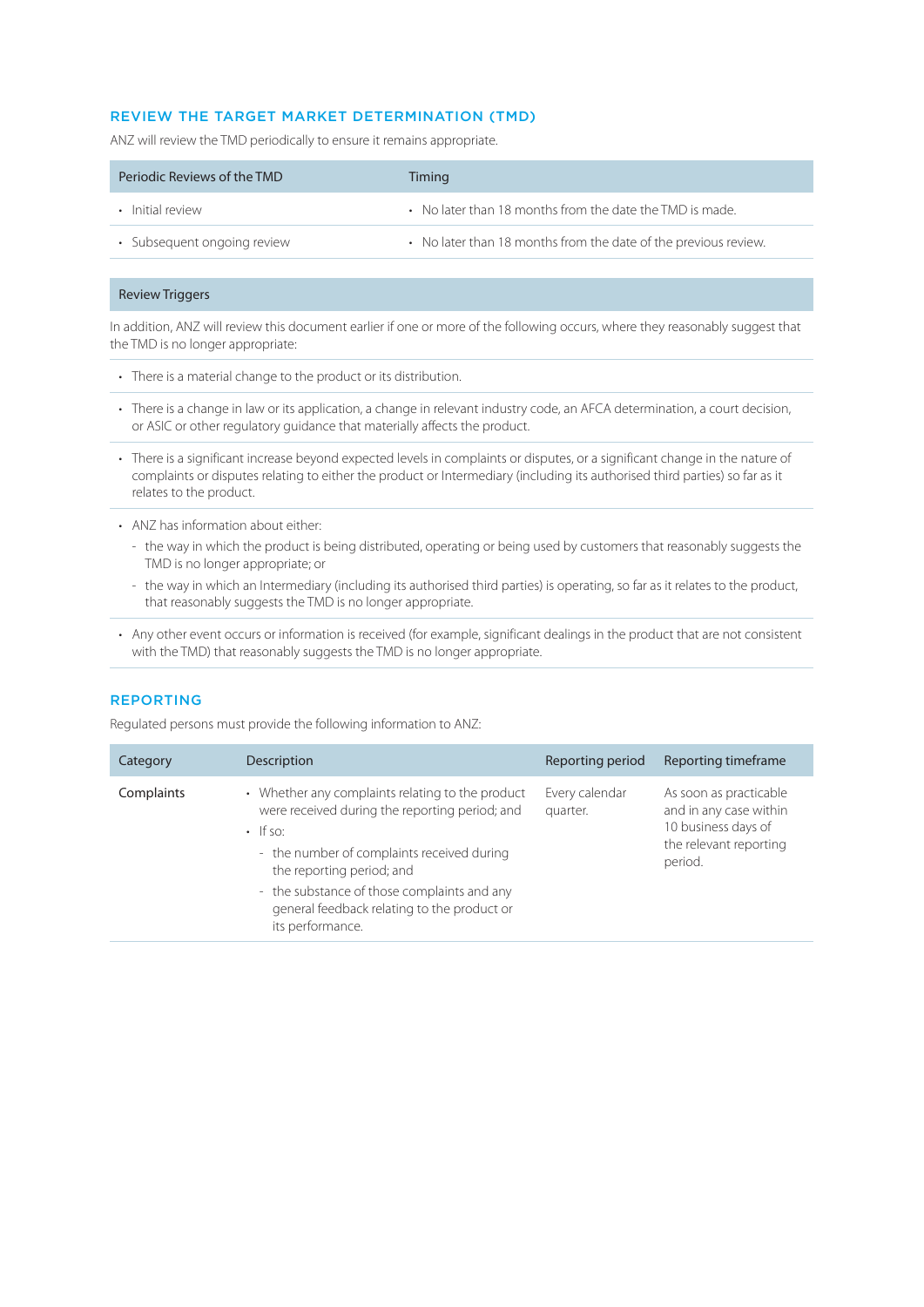## REVIEW THE TARGET MARKET DETERMINATION (TMD)

ANZ will review the TMD periodically to ensure it remains appropriate.

| Periodic Reviews of the TMD | Timing |
|---|---|
| • Initial review | • No later than 18 months from the date the TMD is made. |
| • Subsequent ongoing review | • No later than 18 months from the date of the previous review. |

**Review Triggers**

In addition, ANZ will review this document earlier if one or more of the following occurs, where they reasonably suggest that the TMD is no longer appropriate:

- There is a material change to the product or its distribution.
- There is a change in law or its application, a change in relevant industry code, an AFCA determination, a court decision, or ASIC or other regulatory guidance that materially affects the product.
- There is a significant increase beyond expected levels in complaints or disputes, or a significant change in the nature of complaints or disputes relating to either the product or Intermediary (including its authorised third parties) so far as it relates to the product.
- ANZ has information about either:
  - the way in which the product is being distributed, operating or being used by customers that reasonably suggests the TMD is no longer appropriate; or
  - the way in which an Intermediary (including its authorised third parties) is operating, so far as it relates to the product, that reasonably suggests the TMD is no longer appropriate.
- Any other event occurs or information is received (for example, significant dealings in the product that are not consistent with the TMD) that reasonably suggests the TMD is no longer appropriate.

## REPORTING

Regulated persons must provide the following information to ANZ:

| Category | Description | Reporting period | Reporting timeframe |
|---|---|---|---|
| Complaints | • Whether any complaints relating to the product were received during the reporting period; and<br>• If so:<br>- the number of complaints received during the reporting period; and<br>- the substance of those complaints and any general feedback relating to the product or its performance. | Every calendar quarter. | As soon as practicable and in any case within 10 business days of the relevant reporting period. |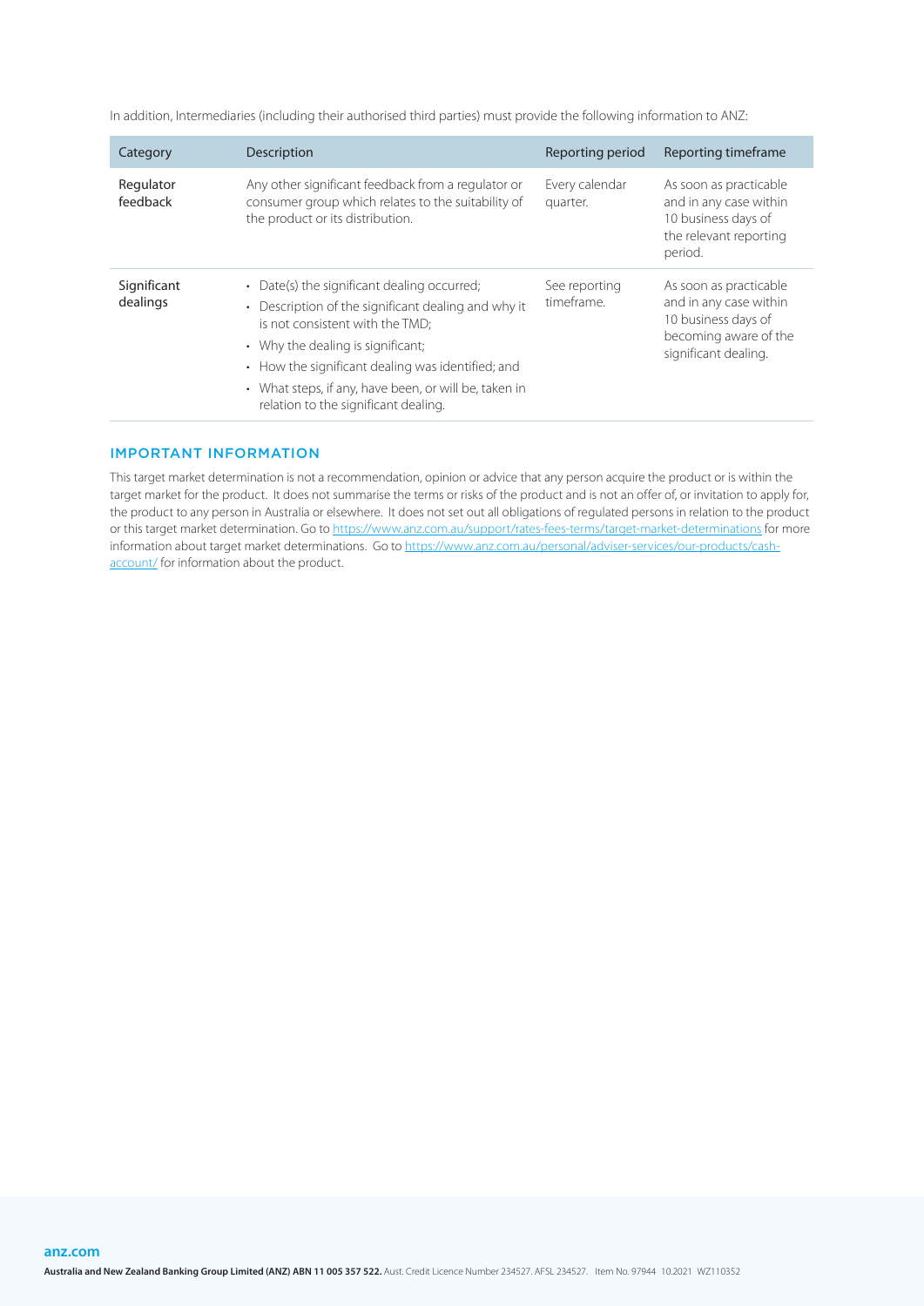In addition, Intermediaries (including their authorised third parties) must provide the following information to ANZ:

| Category | Description | Reporting period | Reporting timeframe |
|---|---|---|---|
| Regulator feedback | Any other significant feedback from a regulator or consumer group which relates to the suitability of the product or its distribution. | Every calendar quarter. | As soon as practicable and in any case within 10 business days of the relevant reporting period. |
| Significant dealings | • Date(s) the significant dealing occurred;<br>• Description of the significant dealing and why it is not consistent with the TMD;<br>• Why the dealing is significant;<br>• How the significant dealing was identified; and<br>• What steps, if any, have been, or will be, taken in relation to the significant dealing. | See reporting timeframe. | As soon as practicable and in any case within 10 business days of becoming aware of the significant dealing. |

## IMPORTANT INFORMATION

This target market determination is not a recommendation, opinion or advice that any person acquire the product or is within the target market for the product. It does not summarise the terms or risks of the product and is not an offer of, or invitation to apply for, the product to any person in Australia or elsewhere. It does not set out all obligations of regulated persons in relation to the product or this target market determination. Go to https://www.anz.com.au/support/rates-fees-terms/target-market-determinations for more information about target market determinations. Go to https://www.anz.com.au/personal/adviser-services/our-products/cash-account/ for information about the product.

**anz.com**

**Australia and New Zealand Banking Group Limited (ANZ) ABN 11 005 357 522.** Aust. Credit Licence Number 234527. AFSL 234527. Item No. 97944 10.2021 WZ110352